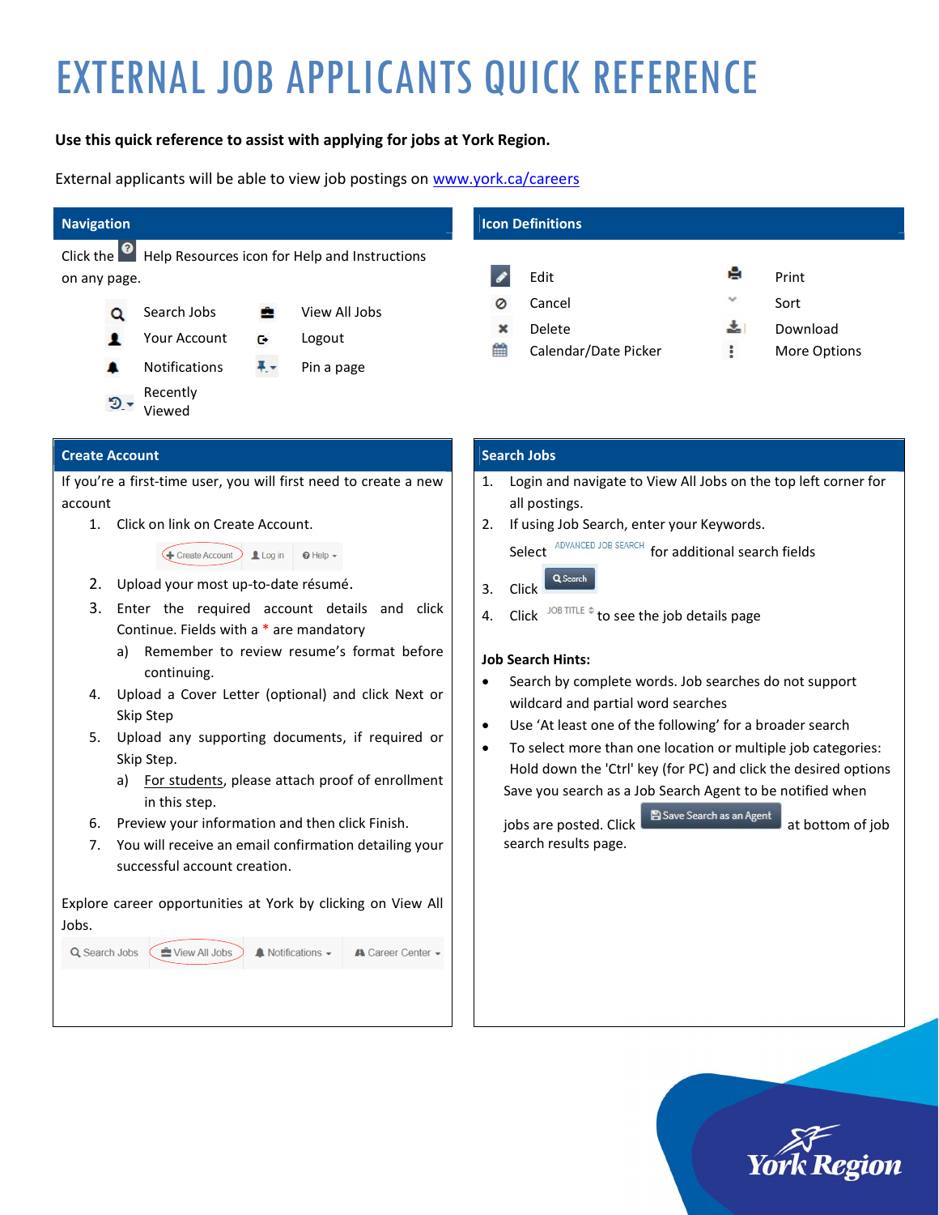# EXTERNAL JOB APPLICANTS QUICK REFERENCE

**Use this quick reference to assist with applying for jobs at York Region.**

External applicants will be able to view job postings on [www.york.ca/careers](http://www.york.ca/careers)

## Navigation

Click the Help Resources icon for Help and Instructions on any page.

| | |
|---|---|
| Search Jobs | View All Jobs |
| Your Account | Logout |
| Notifications | Pin a page |
| Recently Viewed | |

## Icon Definitions

| | |
|---|---|
| Edit | Print |
| Cancel | Sort |
| Delete | Download |
| Calendar/Date Picker | More Options |

## Create Account

If you're a first-time user, you will first need to create a new account

1. Click on link on Create Account.

   Create Account | Log in | Help

2. Upload your most up-to-date résumé.
3. Enter the required account details and click Continue. Fields with a * are mandatory
   a) Remember to review resume's format before continuing.
4. Upload a Cover Letter (optional) and click Next or Skip Step
5. Upload any supporting documents, if required or Skip Step.
   a) For students, please attach proof of enrollment in this step.
6. Preview your information and then click Finish.
7. You will receive an email confirmation detailing your successful account creation.

Explore career opportunities at York by clicking on View All Jobs.

Search Jobs | View All Jobs | Notifications | Career Center

## Search Jobs

1. Login and navigate to View All Jobs on the top left corner for all postings.
2. If using Job Search, enter your Keywords.

   Select ADVANCED JOB SEARCH for additional search fields
3. Click Search
4. Click JOB TITLE to see the job details page

**Job Search Hints:**

- Search by complete words. Job searches do not support wildcard and partial word searches
- Use 'At least one of the following' for a broader search
- To select more than one location or multiple job categories: Hold down the 'Ctrl' key (for PC) and click the desired options

Save you search as a Job Search Agent to be notified when jobs are posted. Click Save Search as an Agent at bottom of job search results page.

York Region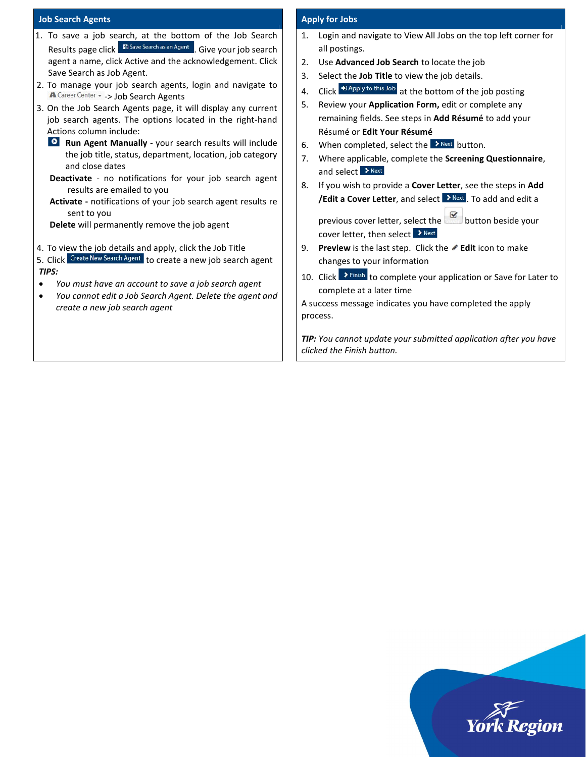## Job Search Agents

1. To save a job search, at the bottom of the Job Search Results page click **Save Search as an Agent**. Give your job search agent a name, click Active and the acknowledgement. Click Save Search as Job Agent.
2. To manage your job search agents, login and navigate to Career Center -> Job Search Agents
3. On the Job Search Agents page, it will display any current job search agents. The options located in the right-hand Actions column include:
   - **Run Agent Manually** - your search results will include the job title, status, department, location, job category and close dates
   - **Deactivate** - no notifications for your job search agent results are emailed to you
   - **Activate -** notifications of your job search agent results re sent to you
   - **Delete** will permanently remove the job agent
4. To view the job details and apply, click the Job Title
5. Click **Create New Search Agent** to create a new job search agent

***TIPS:***

- *You must have an account to save a job search agent*
- *You cannot edit a Job Search Agent. Delete the agent and create a new job search agent*

## Apply for Jobs

1. Login and navigate to View All Jobs on the top left corner for all postings.
2. Use **Advanced Job Search** to locate the job
3. Select the **Job Title** to view the job details.
4. Click **Apply to this Job** at the bottom of the job posting
5. Review your **Application Form,** edit or complete any remaining fields. See steps in **Add Résumé** to add your Résumé or **Edit Your Résumé**
6. When completed, select the **Next** button.
7. Where applicable, complete the **Screening Questionnaire**, and select **Next**
8. If you wish to provide a **Cover Letter**, see the steps in **Add /Edit a Cover Letter**, and select **Next**. To add and edit a previous cover letter, select the button beside your cover letter, then select **Next**
9. **Preview** is the last step. Click the **Edit** icon to make changes to your information
10. Click **Finish** to complete your application or Save for Later to complete at a later time

A success message indicates you have completed the apply process.

***TIP:*** *You cannot update your submitted application after you have clicked the Finish button.*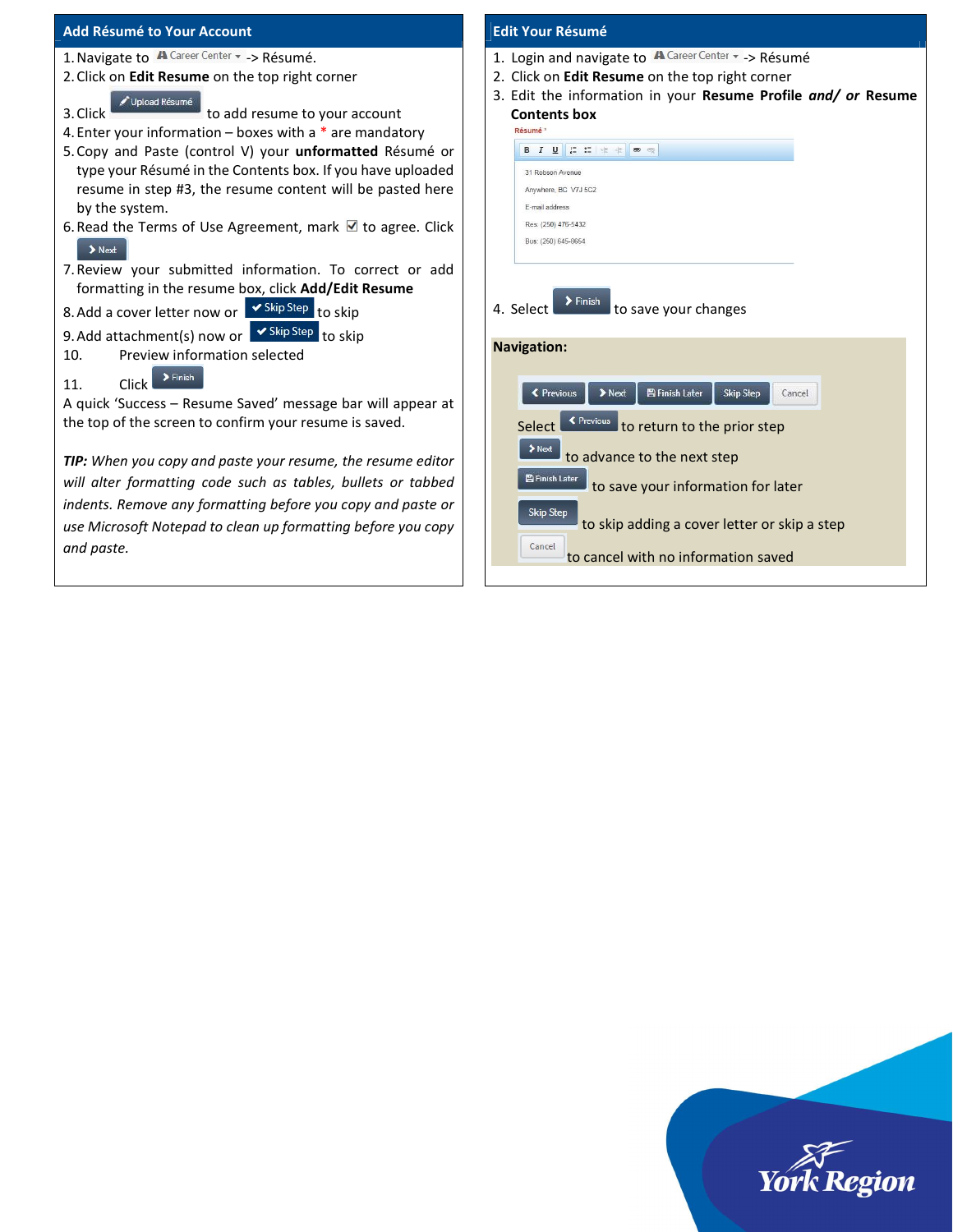## Add Résumé to Your Account

1. Navigate to Career Center -> Résumé.
2. Click on **Edit Resume** on the top right corner
3. Click Upload Résumé to add resume to your account
4. Enter your information – boxes with a * are mandatory
5. Copy and Paste (control V) your **unformatted** Résumé or type your Résumé in the Contents box. If you have uploaded resume in step #3, the resume content will be pasted here by the system.
6. Read the Terms of Use Agreement, mark ☑ to agree. Click Next
7. Review your submitted information. To correct or add formatting in the resume box, click **Add/Edit Resume**
8. Add a cover letter now or Skip Step to skip
9. Add attachment(s) now or Skip Step to skip
10. Preview information selected
11. Click Finish

A quick 'Success – Resume Saved' message bar will appear at the top of the screen to confirm your resume is saved.

***TIP:*** *When you copy and paste your resume, the resume editor will alter formatting code such as tables, bullets or tabbed indents. Remove any formatting before you copy and paste or use Microsoft Notepad to clean up formatting before you copy and paste.*

## Edit Your Résumé

1. Login and navigate to Career Center -> Résumé
2. Click on **Edit Resume** on the top right corner
3. Edit the information in your **Resume Profile *and/ or* Resume Contents box**

   Résumé *

   31 Robson Avenue
   Anywhere, BC V7J 5C2
   E-mail address
   Res: (250) 476-5432
   Bus: (250) 645-8654

4. Select Finish to save your changes

**Navigation:**

Previous | Next | Finish Later | Skip Step | Cancel

Select Previous to return to the prior step

Next to advance to the next step

Finish Later to save your information for later

Skip Step to skip adding a cover letter or skip a step

Cancel to cancel with no information saved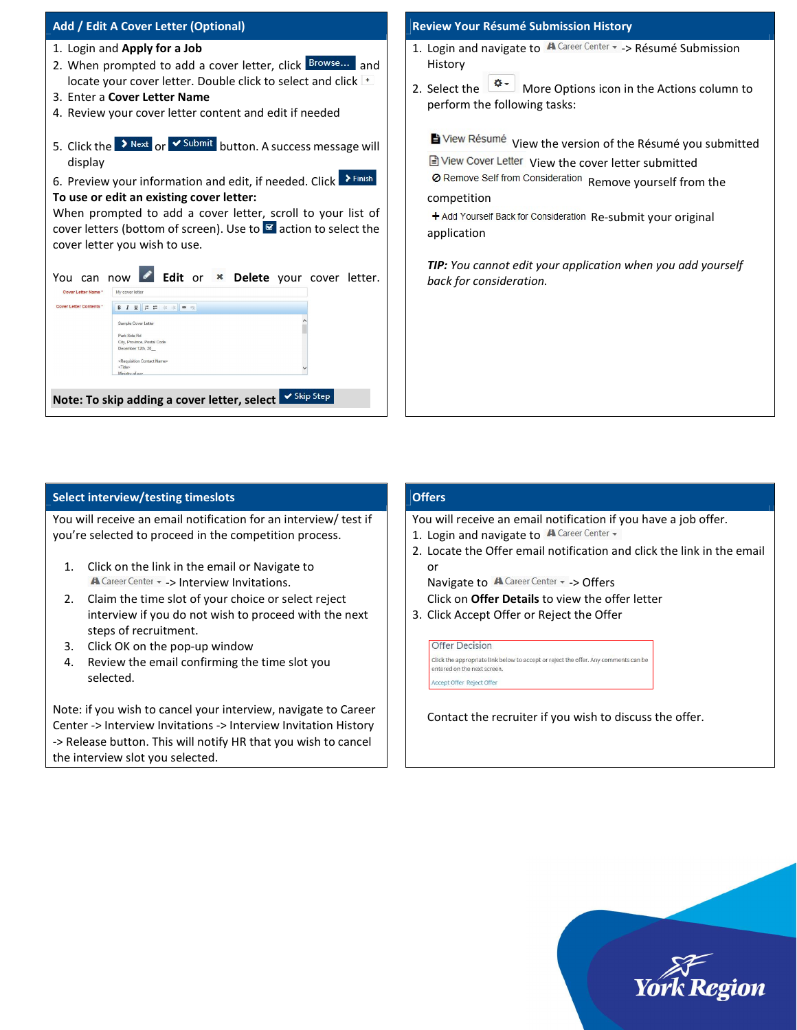## Add / Edit A Cover Letter (Optional)

1. Login and **Apply for a Job**
2. When prompted to add a cover letter, click Browse... and locate your cover letter. Double click to select and click
3. Enter a **Cover Letter Name**
4. Review your cover letter content and edit if needed
5. Click the Next or Submit button. A success message will display
6. Preview your information and edit, if needed. Click Finish

**To use or edit an existing cover letter:**

When prompted to add a cover letter, scroll to your list of cover letters (bottom of screen). Use to action to select the cover letter you wish to use.

You can now **Edit** or **Delete** your cover letter.

**Note: To skip adding a cover letter, select** Skip Step

## Review Your Résumé Submission History

1. Login and navigate to Career Center -> Résumé Submission History
2. Select the More Options icon in the Actions column to perform the following tasks:

View Résumé View the version of the Résumé you submitted

View Cover Letter View the cover letter submitted

Remove Self from Consideration Remove yourself from the competition

Add Yourself Back for Consideration Re-submit your original application

***TIP:*** *You cannot edit your application when you add yourself back for consideration.*

## Select interview/testing timeslots

You will receive an email notification for an interview/ test if you're selected to proceed in the competition process.

1. Click on the link in the email or Navigate to Career Center -> Interview Invitations.
2. Claim the time slot of your choice or select reject interview if you do not wish to proceed with the next steps of recruitment.
3. Click OK on the pop-up window
4. Review the email confirming the time slot you selected.

Note: if you wish to cancel your interview, navigate to Career Center -> Interview Invitations -> Interview Invitation History -> Release button. This will notify HR that you wish to cancel the interview slot you selected.

## Offers

You will receive an email notification if you have a job offer.

1. Login and navigate to Career Center
2. Locate the Offer email notification and click the link in the email or

   Navigate to Career Center -> Offers

   Click on **Offer Details** to view the offer letter
3. Click Accept Offer or Reject the Offer

Contact the recruiter if you wish to discuss the offer.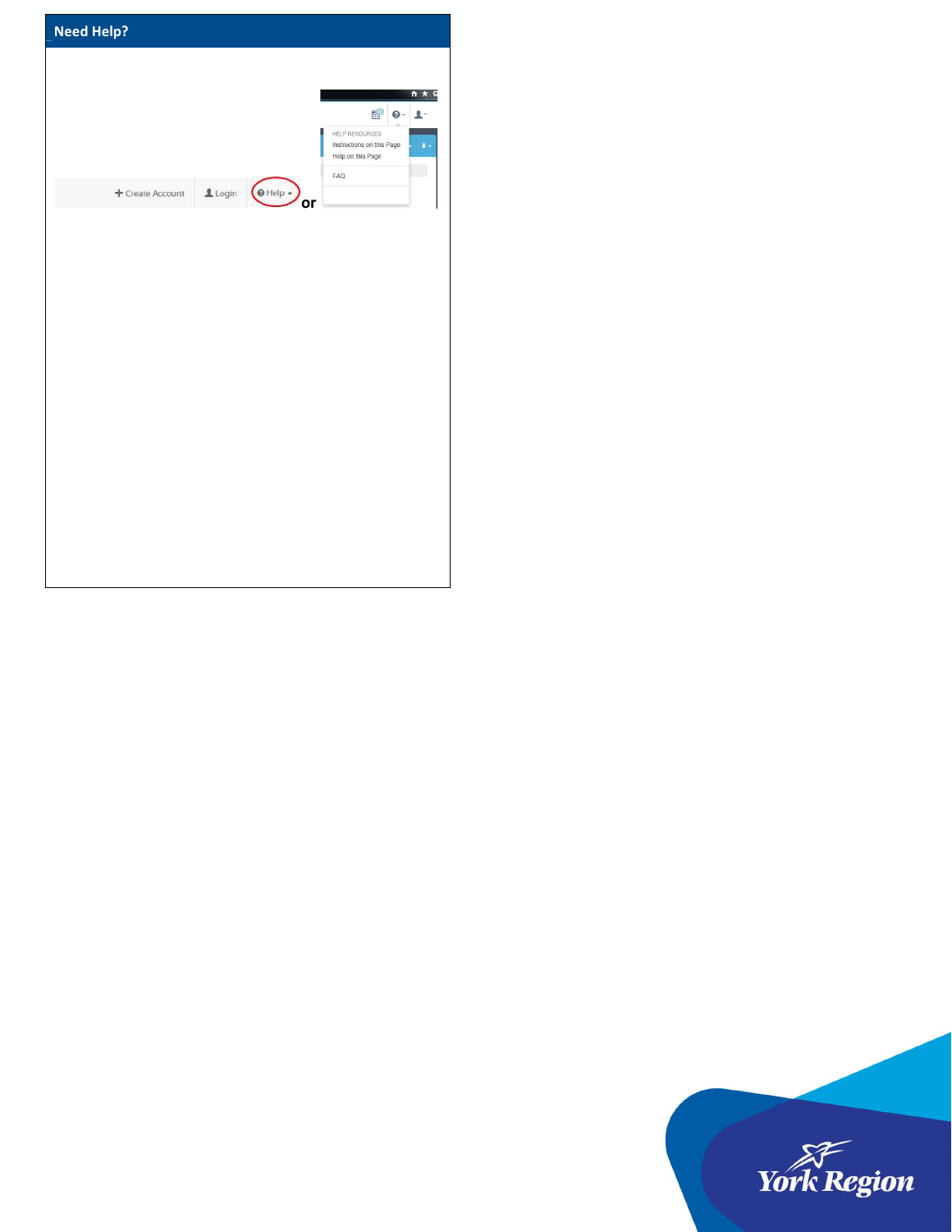## Need Help?

+ Create Account | Login | Help

or

HELP RESOURCES
Instructions on this Page
Help on this Page

FAQ